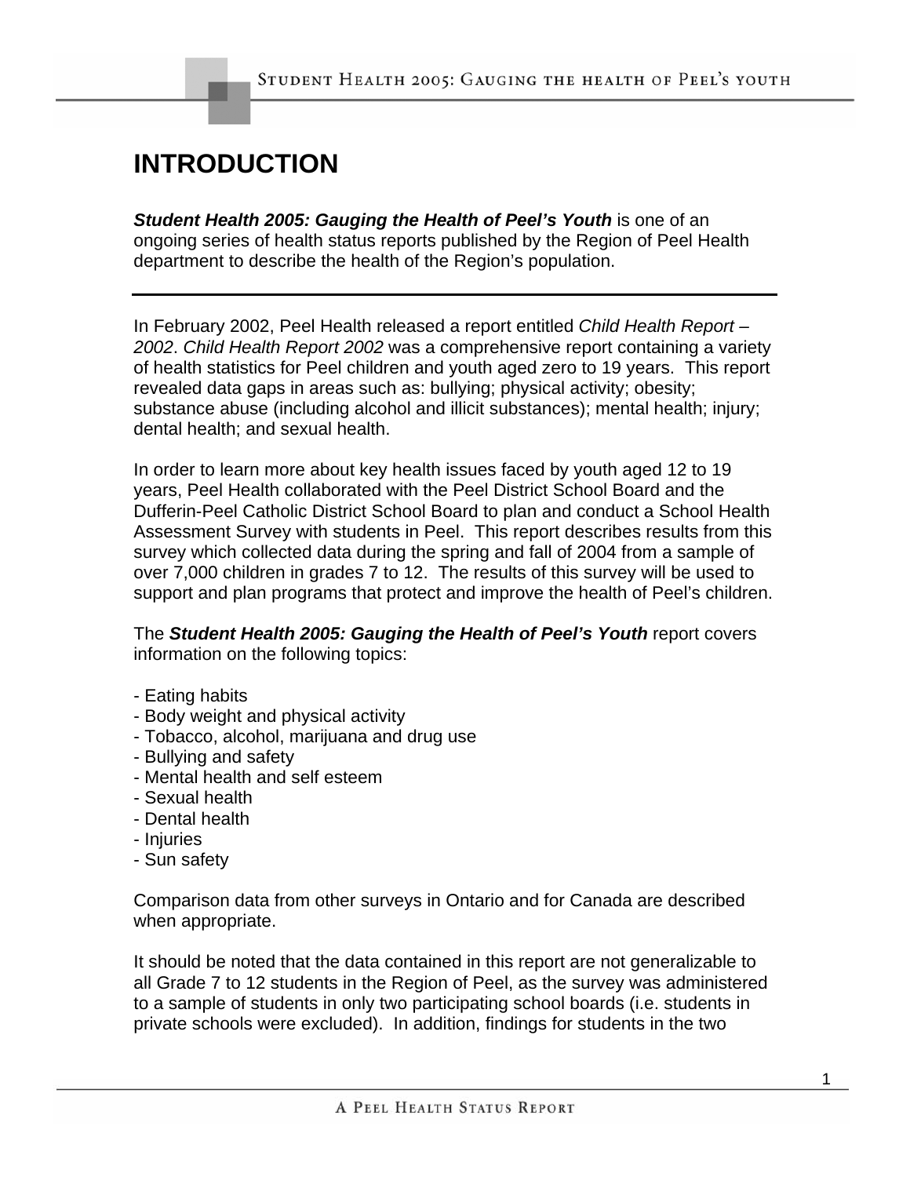# INTRODUCTION

***Student Health 2005: Gauging the Health of Peel's Youth*** is one of an ongoing series of health status reports published by the Region of Peel Health department to describe the health of the Region's population.

---

In February 2002, Peel Health released a report entitled *Child Health Report – 2002*. *Child Health Report 2002* was a comprehensive report containing a variety of health statistics for Peel children and youth aged zero to 19 years. This report revealed data gaps in areas such as: bullying; physical activity; obesity; substance abuse (including alcohol and illicit substances); mental health; injury; dental health; and sexual health.

In order to learn more about key health issues faced by youth aged 12 to 19 years, Peel Health collaborated with the Peel District School Board and the Dufferin-Peel Catholic District School Board to plan and conduct a School Health Assessment Survey with students in Peel. This report describes results from this survey which collected data during the spring and fall of 2004 from a sample of over 7,000 children in grades 7 to 12. The results of this survey will be used to support and plan programs that protect and improve the health of Peel's children.

The ***Student Health 2005: Gauging the Health of Peel's Youth*** report covers information on the following topics:

- Eating habits
- Body weight and physical activity
- Tobacco, alcohol, marijuana and drug use
- Bullying and safety
- Mental health and self esteem
- Sexual health
- Dental health
- Injuries
- Sun safety

Comparison data from other surveys in Ontario and for Canada are described when appropriate.

It should be noted that the data contained in this report are not generalizable to all Grade 7 to 12 students in the Region of Peel, as the survey was administered to a sample of students in only two participating school boards (i.e. students in private schools were excluded). In addition, findings for students in the two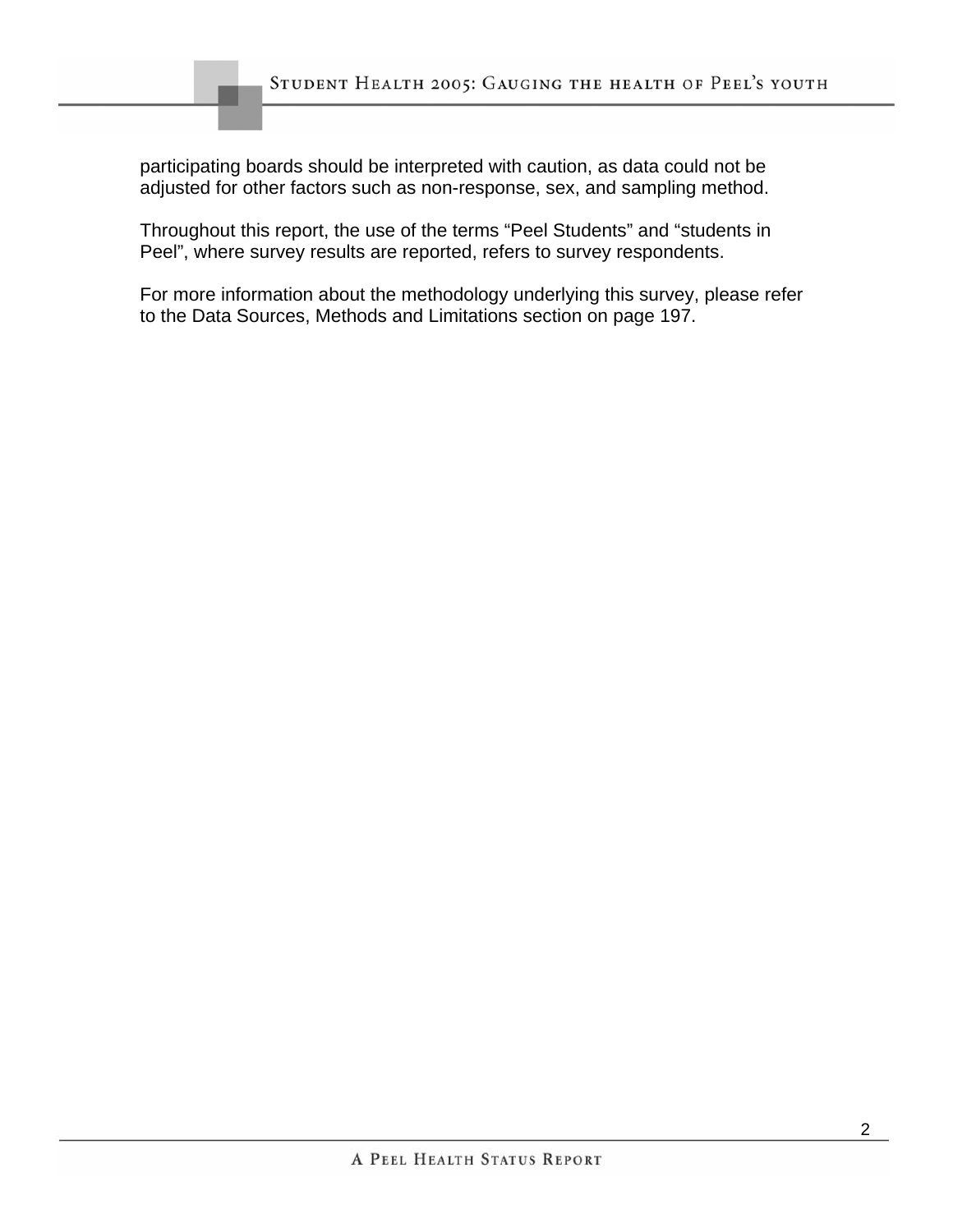participating boards should be interpreted with caution, as data could not be adjusted for other factors such as non-response, sex, and sampling method.

Throughout this report, the use of the terms "Peel Students" and "students in Peel", where survey results are reported, refers to survey respondents.

For more information about the methodology underlying this survey, please refer to the Data Sources, Methods and Limitations section on page 197.